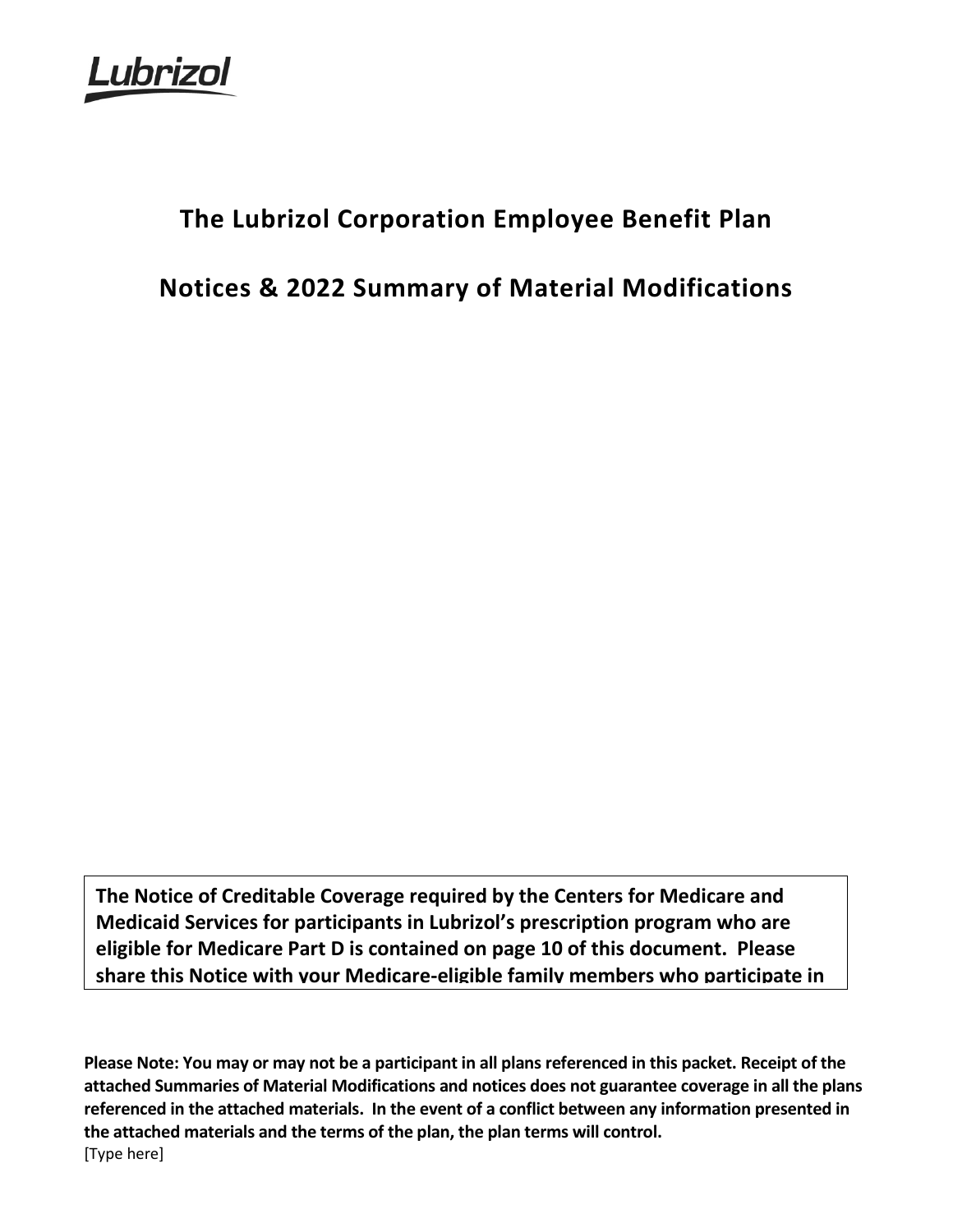Lubrizol

# The Lubrizol Corporation Employee Benefit Plan

# Notices & 2022 Summary of Material Modifications

**The Notice of Creditable Coverage required by the Centers for Medicare and Medicaid Services for participants in Lubrizol's prescription program who are eligible for Medicare Part D is contained on page 10 of this document. Please share this Notice with your Medicare-eligible family members who participate in**

**Please Note: You may or may not be a participant in all plans referenced in this packet. Receipt of the attached Summaries of Material Modifications and notices does not guarantee coverage in all the plans referenced in the attached materials. In the event of a conflict between any information presented in the attached materials and the terms of the plan, the plan terms will control.**

[Type here]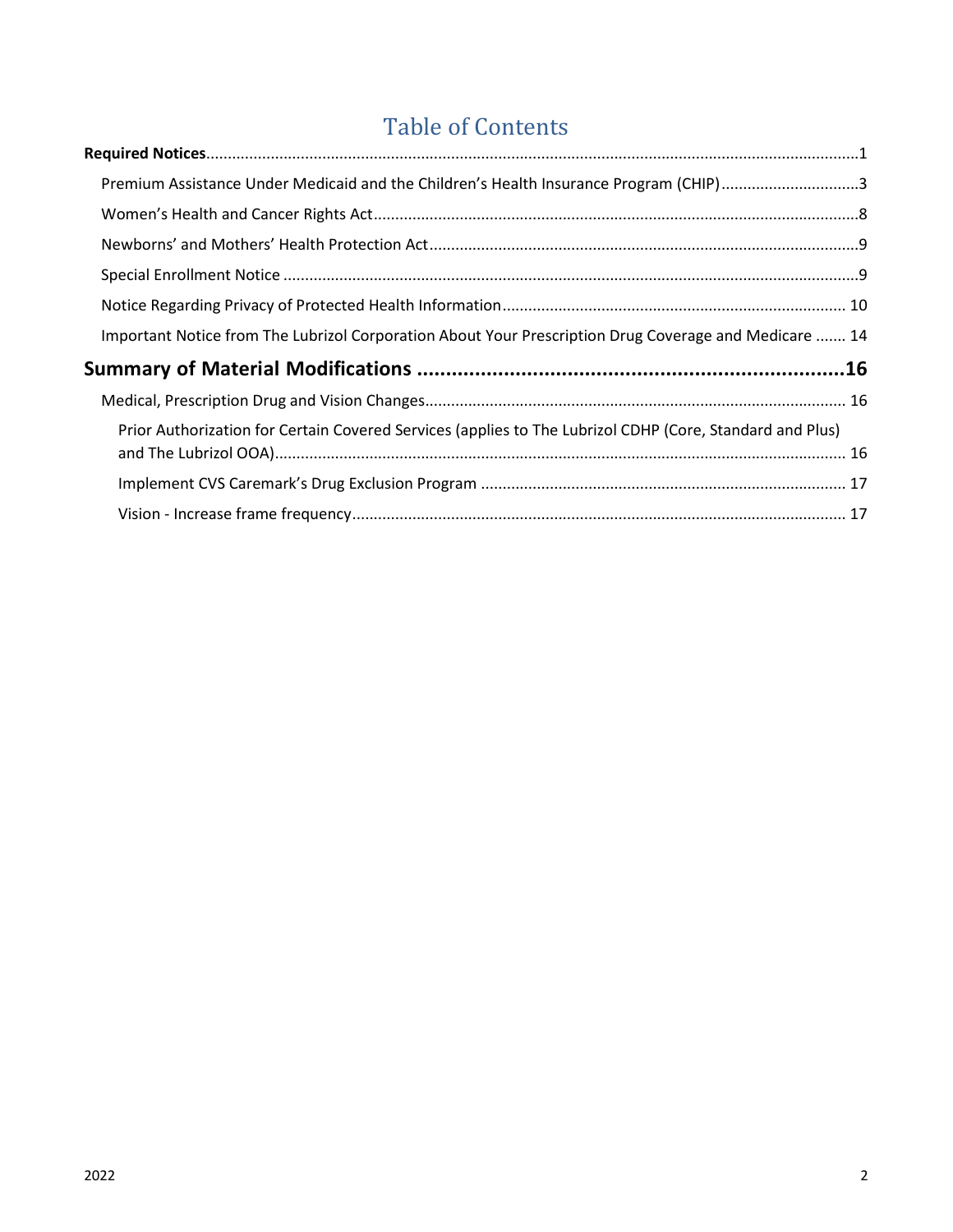# Table of Contents

**Required Notices**......................................................................................................................................1

Premium Assistance Under Medicaid and the Children's Health Insurance Program (CHIP)................................3

Women's Health and Cancer Rights Act.................................................................................................................8

Newborns' and Mothers' Health Protection Act....................................................................................................9

Special Enrollment Notice .....................................................................................................................................9

Notice Regarding Privacy of Protected Health Information................................................................................ 10

Important Notice from The Lubrizol Corporation About Your Prescription Drug Coverage and Medicare ....... 14

**Summary of Material Modifications ..........................................................................16**

Medical, Prescription Drug and Vision Changes................................................................................................. 16

Prior Authorization for Certain Covered Services (applies to The Lubrizol CDHP (Core, Standard and Plus) and The Lubrizol OOA).................................................................................................................................... 16

Implement CVS Caremark's Drug Exclusion Program .................................................................................... 17

Vision - Increase frame frequency.................................................................................................................. 17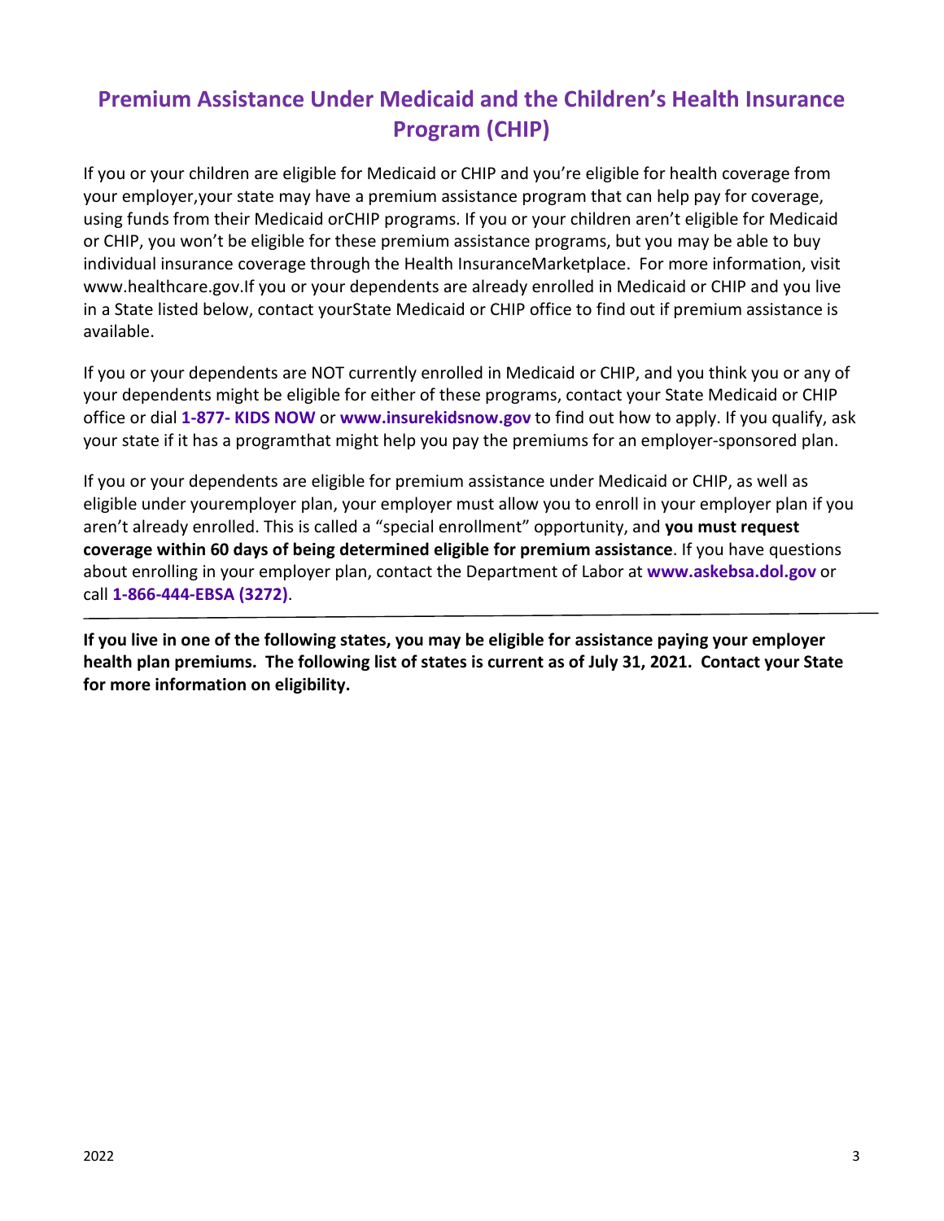# Premium Assistance Under Medicaid and the Children's Health Insurance Program (CHIP)

If you or your children are eligible for Medicaid or CHIP and you're eligible for health coverage from your employer,your state may have a premium assistance program that can help pay for coverage, using funds from their Medicaid orCHIP programs. If you or your children aren't eligible for Medicaid or CHIP, you won't be eligible for these premium assistance programs, but you may be able to buy individual insurance coverage through the Health InsuranceMarketplace. For more information, visit www.healthcare.gov.If you or your dependents are already enrolled in Medicaid or CHIP and you live in a State listed below, contact yourState Medicaid or CHIP office to find out if premium assistance is available.

If you or your dependents are NOT currently enrolled in Medicaid or CHIP, and you think you or any of your dependents might be eligible for either of these programs, contact your State Medicaid or CHIP office or dial **1-877- KIDS NOW** or **www.insurekidsnow.gov** to find out how to apply. If you qualify, ask your state if it has a programthat might help you pay the premiums for an employer-sponsored plan.

If you or your dependents are eligible for premium assistance under Medicaid or CHIP, as well as eligible under youremployer plan, your employer must allow you to enroll in your employer plan if you aren't already enrolled. This is called a "special enrollment" opportunity, and **you must request coverage within 60 days of being determined eligible for premium assistance**. If you have questions about enrolling in your employer plan, contact the Department of Labor at **www.askebsa.dol.gov** or call **1-866-444-EBSA (3272)**.

---

**If you live in one of the following states, you may be eligible for assistance paying your employer health plan premiums. The following list of states is current as of July 31, 2021. Contact your State for more information on eligibility.**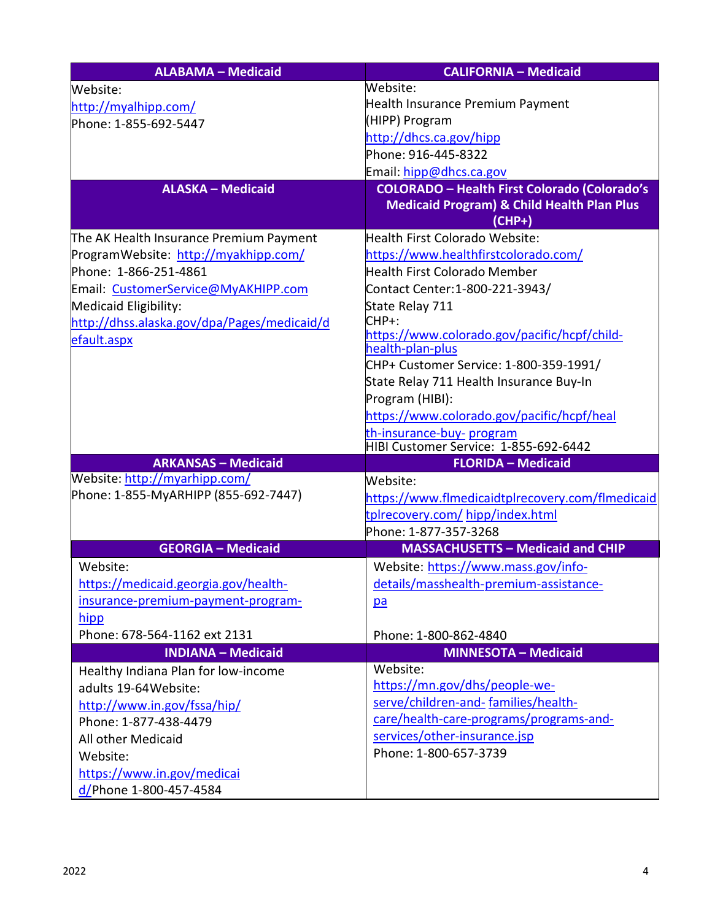| ALABAMA – Medicaid | CALIFORNIA – Medicaid |
|---|---|
| Website:<br>http://myalhipp.com/<br>Phone: 1-855-692-5447 | Website:<br>Health Insurance Premium Payment (HIPP) Program<br>http://dhcs.ca.gov/hipp<br>Phone: 916-445-8322<br>Email: hipp@dhcs.ca.gov |
| **ALASKA – Medicaid** | **COLORADO – Health First Colorado (Colorado's Medicaid Program) & Child Health Plan Plus (CHP+)** |
| The AK Health Insurance Premium Payment ProgramWebsite: http://myakhipp.com/<br>Phone: 1-866-251-4861<br>Email: CustomerService@MyAKHIPP.com<br>Medicaid Eligibility:<br>http://dhss.alaska.gov/dpa/Pages/medicaid/default.aspx | Health First Colorado Website:<br>https://www.healthfirstcolorado.com/<br>Health First Colorado Member Contact Center:1-800-221-3943/<br>State Relay 711<br>CHP+:<br>https://www.colorado.gov/pacific/hcpf/child-health-plan-plus<br>CHP+ Customer Service: 1-800-359-1991/<br>State Relay 711 Health Insurance Buy-In Program (HIBI):<br>https://www.colorado.gov/pacific/hcpf/health-insurance-buy- program<br>HIBI Customer Service: 1-855-692-6442 |
| **ARKANSAS – Medicaid** | **FLORIDA – Medicaid** |
| Website: http://myarhipp.com/<br>Phone: 1-855-MyARHIPP (855-692-7447) | Website:<br>https://www.flmedicaidtplrecovery.com/flmedicaidtplrecovery.com/ hipp/index.html<br>Phone: 1-877-357-3268 |
| **GEORGIA – Medicaid** | **MASSACHUSETTS – Medicaid and CHIP** |
| Website:<br>https://medicaid.georgia.gov/health-insurance-premium-payment-program-hipp<br>Phone: 678-564-1162 ext 2131 | Website: https://www.mass.gov/info-details/masshealth-premium-assistance-pa<br><br>Phone: 1-800-862-4840 |
| **INDIANA – Medicaid** | **MINNESOTA – Medicaid** |
| Healthy Indiana Plan for low-income adults 19-64Website:<br>http://www.in.gov/fssa/hip/<br>Phone: 1-877-438-4479<br>All other Medicaid<br>Website:<br>https://www.in.gov/medicaid/Phone 1-800-457-4584 | Website:<br>https://mn.gov/dhs/people-we-serve/children-and- families/health-care/health-care-programs/programs-and-services/other-insurance.jsp<br>Phone: 1-800-657-3739 |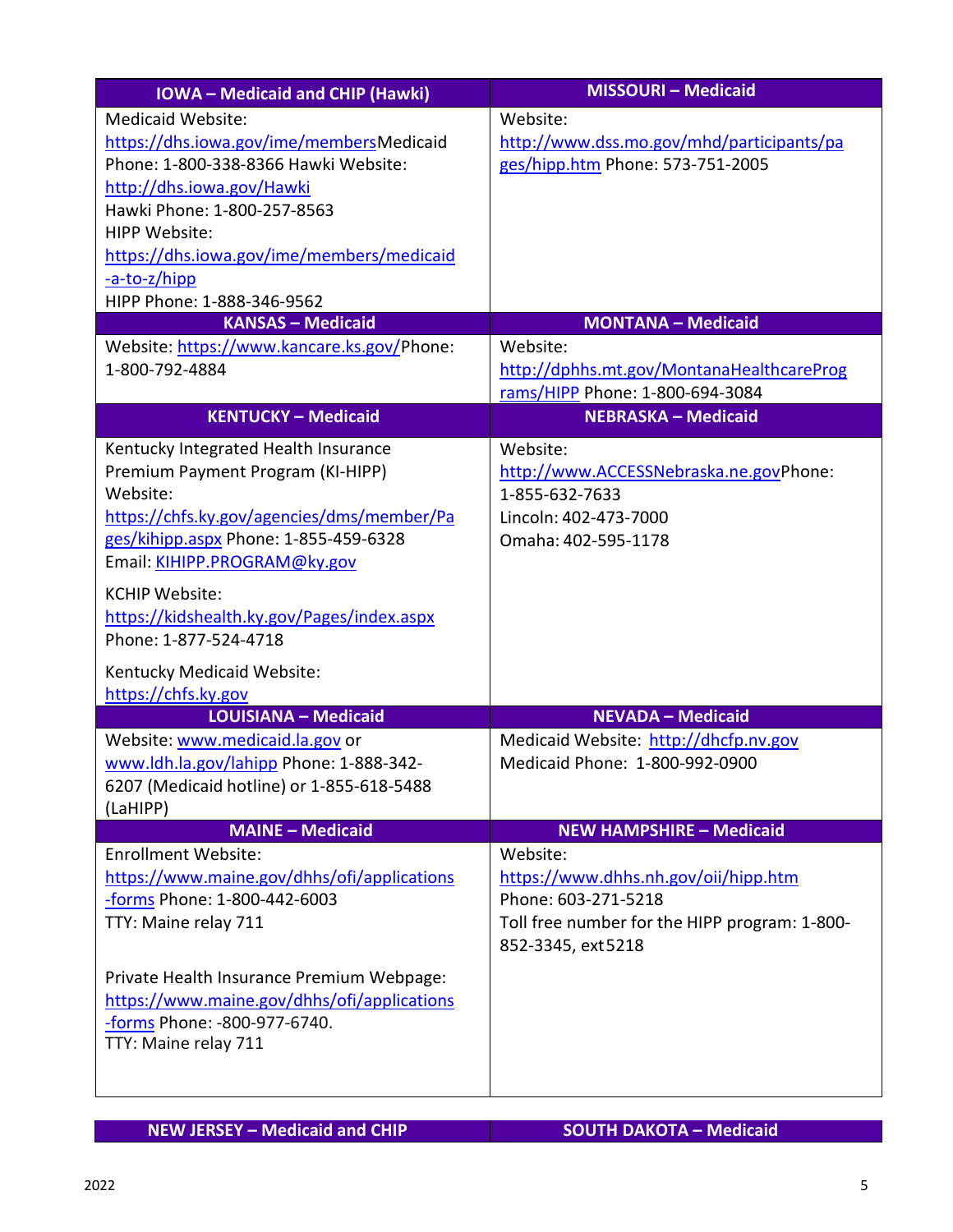| IOWA – Medicaid and CHIP (Hawki) | MISSOURI – Medicaid |
|---|---|
| Medicaid Website: https://dhs.iowa.gov/ime/members Medicaid Phone: 1-800-338-8366 Hawki Website: http://dhs.iowa.gov/Hawki Hawki Phone: 1-800-257-8563 HIPP Website: https://dhs.iowa.gov/ime/members/medicaid-a-to-z/hipp HIPP Phone: 1-888-346-9562 | Website: http://www.dss.mo.gov/mhd/participants/pages/hipp.htm Phone: 573-751-2005 |
| **KANSAS – Medicaid** | **MONTANA – Medicaid** |
| Website: https://www.kancare.ks.gov/ Phone: 1-800-792-4884 | Website: http://dphhs.mt.gov/MontanaHealthcarePrograms/HIPP Phone: 1-800-694-3084 |
| **KENTUCKY – Medicaid** | **NEBRASKA – Medicaid** |
| Kentucky Integrated Health Insurance Premium Payment Program (KI-HIPP) Website: https://chfs.ky.gov/agencies/dms/member/Pages/kihipp.aspx Phone: 1-855-459-6328 Email: KIHIPP.PROGRAM@ky.gov<br><br>KCHIP Website: https://kidshealth.ky.gov/Pages/index.aspx Phone: 1-877-524-4718<br><br>Kentucky Medicaid Website: https://chfs.ky.gov | Website: http://www.ACCESSNebraska.ne.gov Phone: 1-855-632-7633<br>Lincoln: 402-473-7000<br>Omaha: 402-595-1178 |
| **LOUISIANA – Medicaid** | **NEVADA – Medicaid** |
| Website: www.medicaid.la.gov or www.ldh.la.gov/lahipp Phone: 1-888-342-6207 (Medicaid hotline) or 1-855-618-5488 (LaHIPP) | Medicaid Website: http://dhcfp.nv.gov<br>Medicaid Phone: 1-800-992-0900 |
| **MAINE – Medicaid** | **NEW HAMPSHIRE – Medicaid** |
| Enrollment Website: https://www.maine.gov/dhhs/ofi/applications-forms Phone: 1-800-442-6003<br>TTY: Maine relay 711<br><br>Private Health Insurance Premium Webpage: https://www.maine.gov/dhhs/ofi/applications-forms Phone: -800-977-6740.<br>TTY: Maine relay 711 | Website: https://www.dhhs.nh.gov/oii/hipp.htm<br>Phone: 603-271-5218<br>Toll free number for the HIPP program: 1-800-852-3345, ext 5218 |

| NEW JERSEY – Medicaid and CHIP | SOUTH DAKOTA – Medicaid |
|---|---|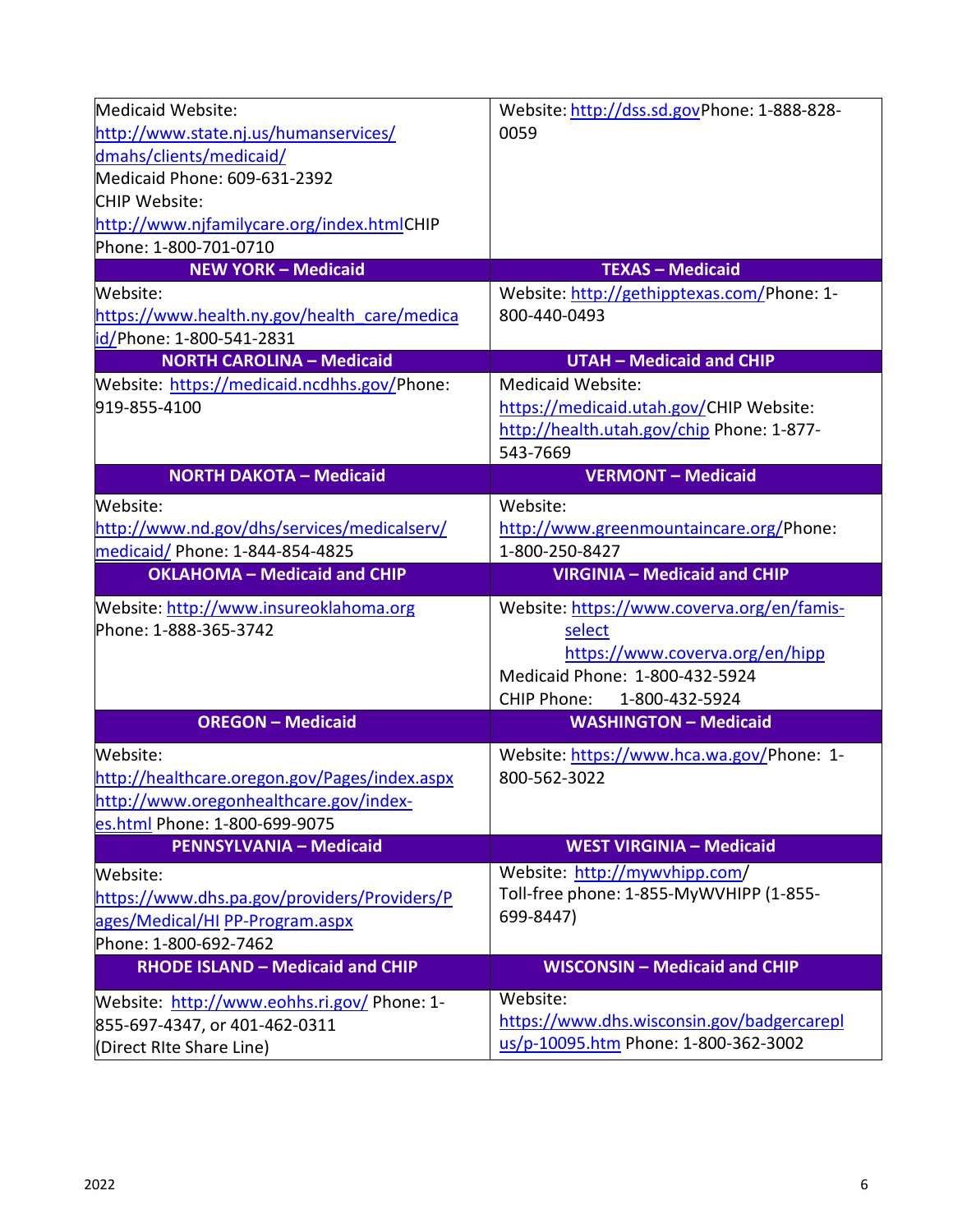| | |
|---|---|
| Medicaid Website: http://www.state.nj.us/humanservices/dmahs/clients/medicaid/ Medicaid Phone: 609-631-2392 CHIP Website: http://www.njfamilycare.org/index.html CHIP Phone: 1-800-701-0710 | Website: http://dss.sd.gov Phone: 1-888-828-0059 |
| **NEW YORK – Medicaid** | **TEXAS – Medicaid** |
| Website: https://www.health.ny.gov/health_care/medicaid/ Phone: 1-800-541-2831 | Website: http://gethipptexas.com/ Phone: 1-800-440-0493 |
| **NORTH CAROLINA – Medicaid** | **UTAH – Medicaid and CHIP** |
| Website: https://medicaid.ncdhhs.gov/ Phone: 919-855-4100 | Medicaid Website: https://medicaid.utah.gov/ CHIP Website: http://health.utah.gov/chip Phone: 1-877-543-7669 |
| **NORTH DAKOTA – Medicaid** | **VERMONT – Medicaid** |
| Website: http://www.nd.gov/dhs/services/medicalserv/medicaid/ Phone: 1-844-854-4825 | Website: http://www.greenmountaincare.org/ Phone: 1-800-250-8427 |
| **OKLAHOMA – Medicaid and CHIP** | **VIRGINIA – Medicaid and CHIP** |
| Website: http://www.insureoklahoma.org Phone: 1-888-365-3742 | Website: https://www.coverva.org/en/famis-select https://www.coverva.org/en/hipp Medicaid Phone: 1-800-432-5924 CHIP Phone: 1-800-432-5924 |
| **OREGON – Medicaid** | **WASHINGTON – Medicaid** |
| Website: http://healthcare.oregon.gov/Pages/index.aspx http://www.oregonhealthcare.gov/index-es.html Phone: 1-800-699-9075 | Website: https://www.hca.wa.gov/ Phone: 1-800-562-3022 |
| **PENNSYLVANIA – Medicaid** | **WEST VIRGINIA – Medicaid** |
| Website: https://www.dhs.pa.gov/providers/Providers/Pages/Medical/HIPP-Program.aspx Phone: 1-800-692-7462 | Website: http://mywvhipp.com/ Toll-free phone: 1-855-MyWVHIPP (1-855-699-8447) |
| **RHODE ISLAND – Medicaid and CHIP** | **WISCONSIN – Medicaid and CHIP** |
| Website: http://www.eohhs.ri.gov/ Phone: 1-855-697-4347, or 401-462-0311 (Direct RIte Share Line) | Website: https://www.dhs.wisconsin.gov/badgercareplus/p-10095.htm Phone: 1-800-362-3002 |

2022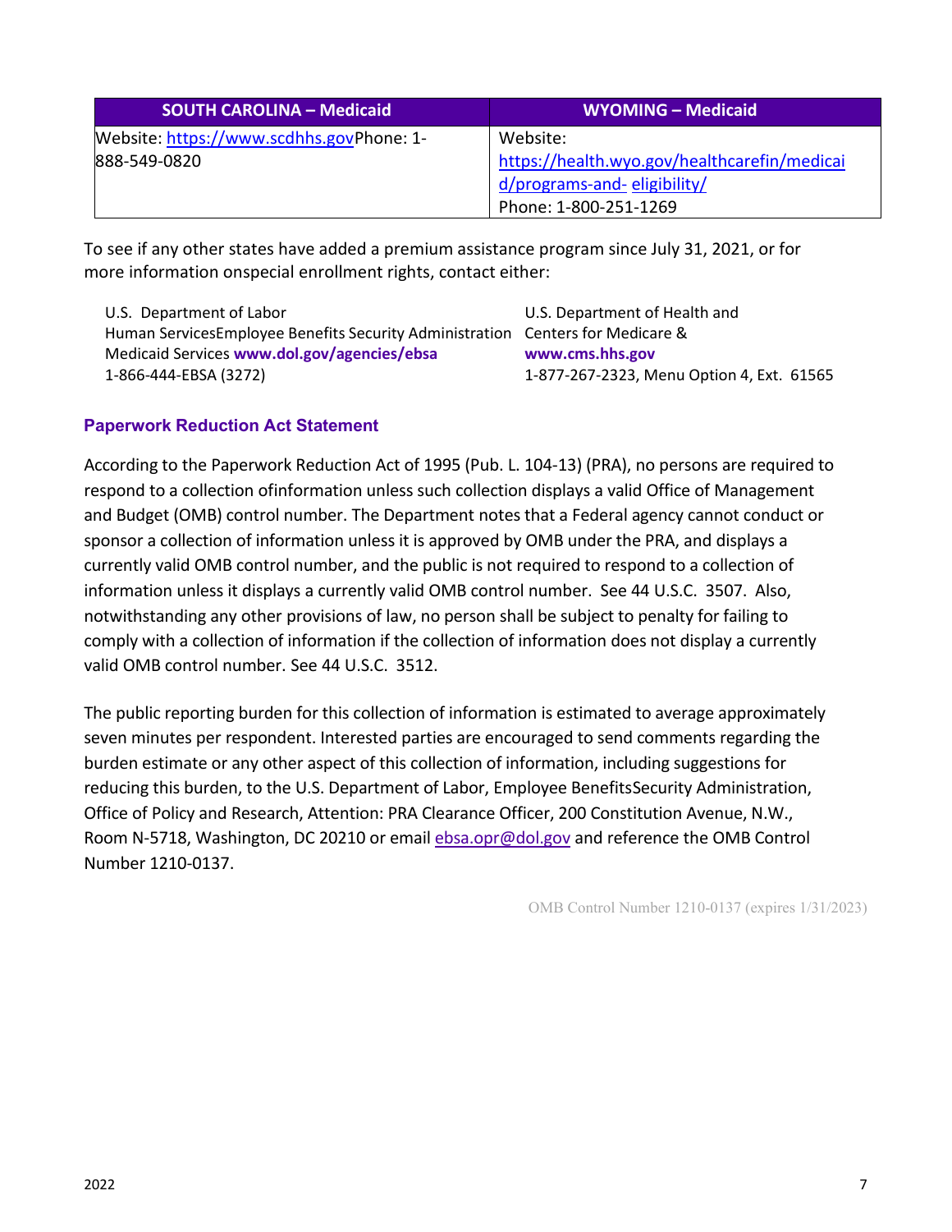| SOUTH CAROLINA – Medicaid | WYOMING – Medicaid |
| --- | --- |
| Website: https://www.scdhhs.gov Phone: 1-888-549-0820 | Website: https://health.wyo.gov/healthcarefin/medicaid/programs-and-eligibility/ Phone: 1-800-251-1269 |

To see if any other states have added a premium assistance program since July 31, 2021, or for more information on special enrollment rights, contact either:

U.S. Department of Labor
Employee Benefits Security Administration
**www.dol.gov/agencies/ebsa**
1-866-444-EBSA (3272)

U.S. Department of Health and Human Services
Centers for Medicare & Medicaid Services
**www.cms.hhs.gov**
1-877-267-2323, Menu Option 4, Ext. 61565

### Paperwork Reduction Act Statement

According to the Paperwork Reduction Act of 1995 (Pub. L. 104-13) (PRA), no persons are required to respond to a collection of information unless such collection displays a valid Office of Management and Budget (OMB) control number. The Department notes that a Federal agency cannot conduct or sponsor a collection of information unless it is approved by OMB under the PRA, and displays a currently valid OMB control number, and the public is not required to respond to a collection of information unless it displays a currently valid OMB control number. See 44 U.S.C. 3507. Also, notwithstanding any other provisions of law, no person shall be subject to penalty for failing to comply with a collection of information if the collection of information does not display a currently valid OMB control number. See 44 U.S.C. 3512.

The public reporting burden for this collection of information is estimated to average approximately seven minutes per respondent. Interested parties are encouraged to send comments regarding the burden estimate or any other aspect of this collection of information, including suggestions for reducing this burden, to the U.S. Department of Labor, Employee Benefits Security Administration, Office of Policy and Research, Attention: PRA Clearance Officer, 200 Constitution Avenue, N.W., Room N-5718, Washington, DC 20210 or email ebsa.opr@dol.gov and reference the OMB Control Number 1210-0137.

OMB Control Number 1210-0137 (expires 1/31/2023)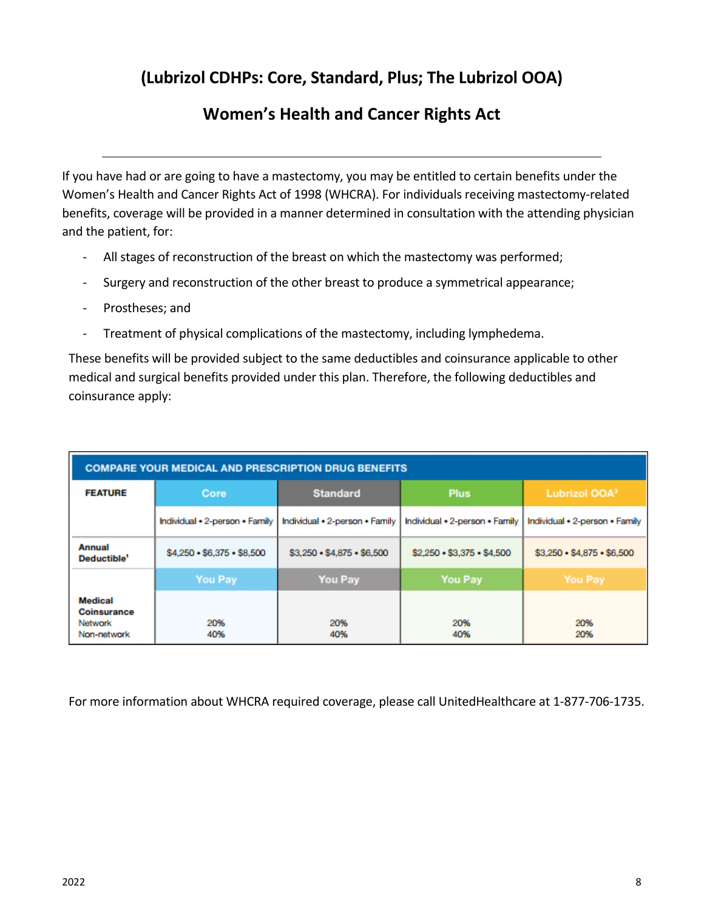## (Lubrizol CDHPs: Core, Standard, Plus; The Lubrizol OOA)

## Women's Health and Cancer Rights Act

If you have had or are going to have a mastectomy, you may be entitled to certain benefits under the Women's Health and Cancer Rights Act of 1998 (WHCRA). For individuals receiving mastectomy-related benefits, coverage will be provided in a manner determined in consultation with the attending physician and the patient, for:

- All stages of reconstruction of the breast on which the mastectomy was performed;
- Surgery and reconstruction of the other breast to produce a symmetrical appearance;
- Prostheses; and
- Treatment of physical complications of the mastectomy, including lymphedema.

These benefits will be provided subject to the same deductibles and coinsurance applicable to other medical and surgical benefits provided under this plan. Therefore, the following deductibles and coinsurance apply:

| COMPARE YOUR MEDICAL AND PRESCRIPTION DRUG BENEFITS | | | | |
|---|---|---|---|---|
| FEATURE | Core | Standard | Plus | Lubrizol OOA[3] |
| | Individual • 2-person • Family | Individual • 2-person • Family | Individual • 2-person • Family | Individual • 2-person • Family |
| Annual Deductible[1] | $4,250 • $6,375 • $8,500 | $3,250 • $4,875 • $6,500 | $2,250 • $3,375 • $4,500 | $3,250 • $4,875 • $6,500 |
| | You Pay | You Pay | You Pay | You Pay |
| Medical Coinsurance<br>Network<br>Non-network | 20%<br>40% | 20%<br>40% | 20%<br>40% | 20%<br>20% |

For more information about WHCRA required coverage, please call UnitedHealthcare at 1-877-706-1735.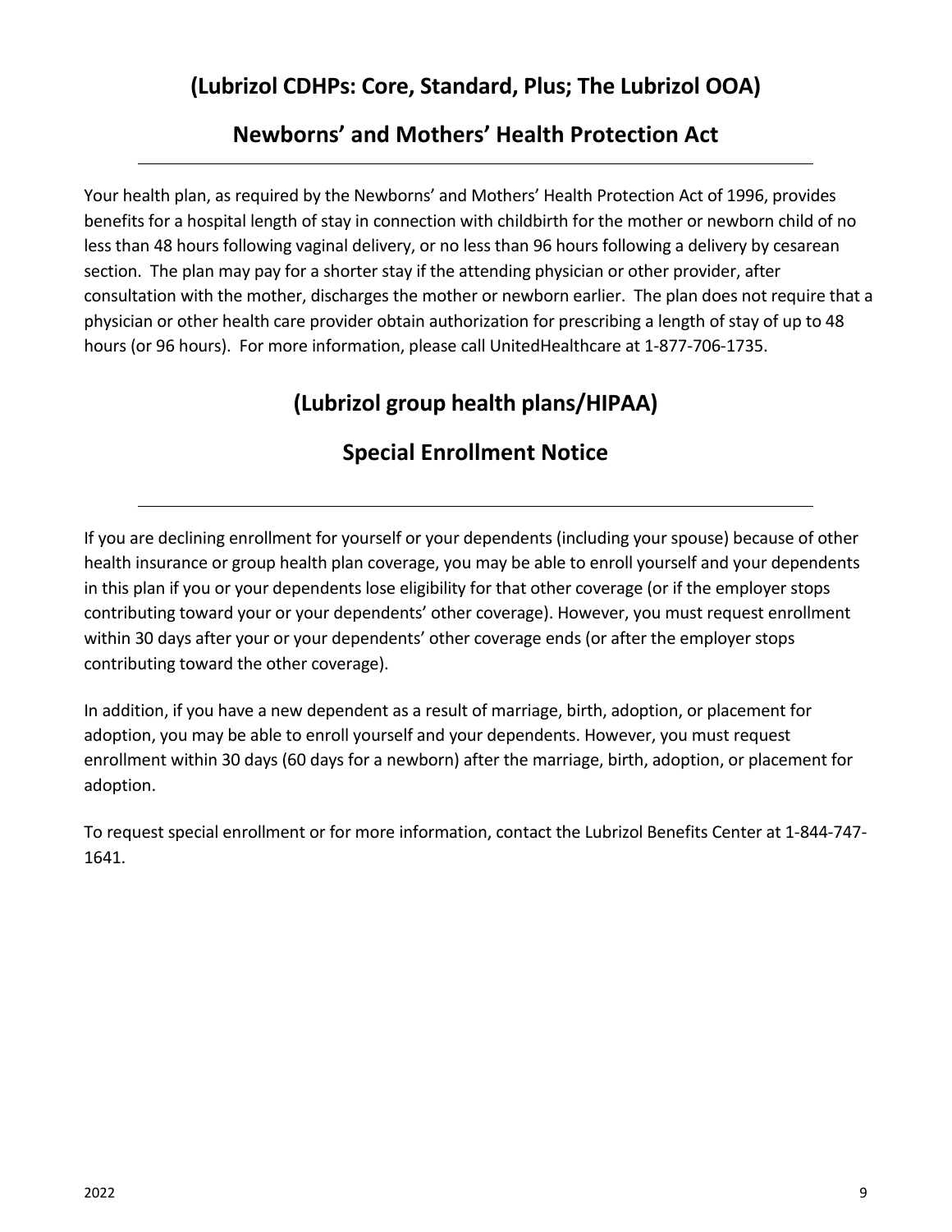## (Lubrizol CDHPs: Core, Standard, Plus; The Lubrizol OOA)

## Newborns' and Mothers' Health Protection Act

Your health plan, as required by the Newborns' and Mothers' Health Protection Act of 1996, provides benefits for a hospital length of stay in connection with childbirth for the mother or newborn child of no less than 48 hours following vaginal delivery, or no less than 96 hours following a delivery by cesarean section. The plan may pay for a shorter stay if the attending physician or other provider, after consultation with the mother, discharges the mother or newborn earlier. The plan does not require that a physician or other health care provider obtain authorization for prescribing a length of stay of up to 48 hours (or 96 hours). For more information, please call UnitedHealthcare at 1-877-706-1735.

## (Lubrizol group health plans/HIPAA)

## Special Enrollment Notice

If you are declining enrollment for yourself or your dependents (including your spouse) because of other health insurance or group health plan coverage, you may be able to enroll yourself and your dependents in this plan if you or your dependents lose eligibility for that other coverage (or if the employer stops contributing toward your or your dependents' other coverage). However, you must request enrollment within 30 days after your or your dependents' other coverage ends (or after the employer stops contributing toward the other coverage).

In addition, if you have a new dependent as a result of marriage, birth, adoption, or placement for adoption, you may be able to enroll yourself and your dependents. However, you must request enrollment within 30 days (60 days for a newborn) after the marriage, birth, adoption, or placement for adoption.

To request special enrollment or for more information, contact the Lubrizol Benefits Center at 1-844-747-1641.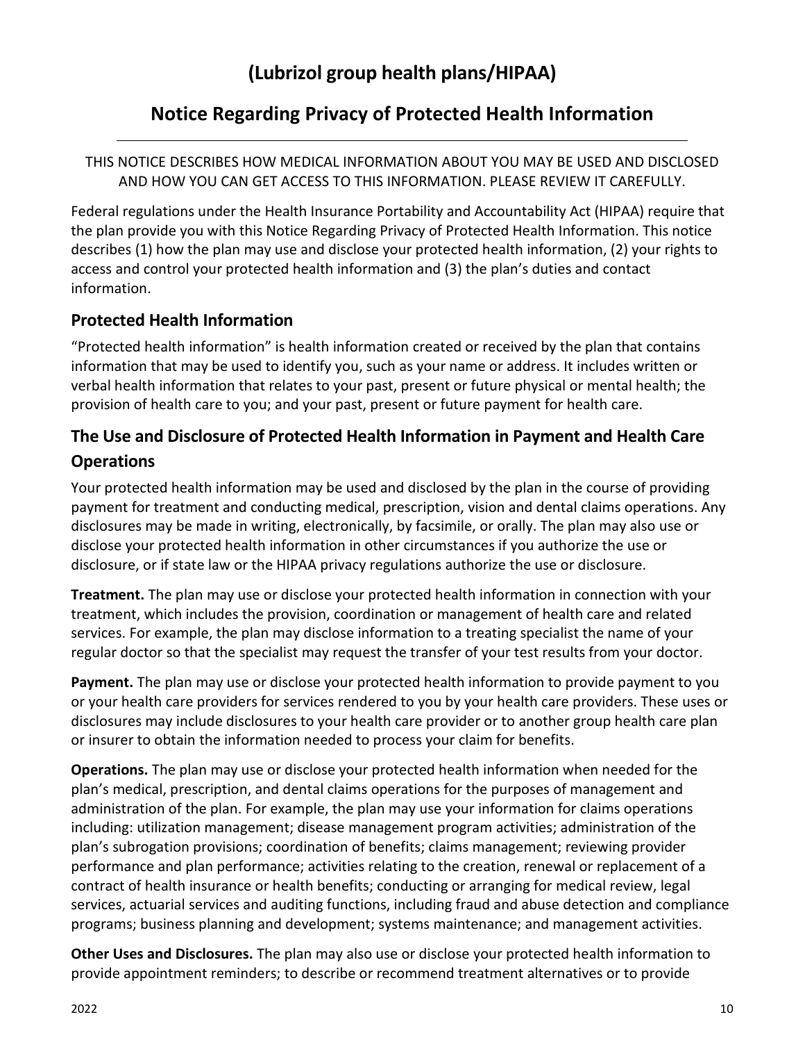# (Lubrizol group health plans/HIPAA)

## Notice Regarding Privacy of Protected Health Information

THIS NOTICE DESCRIBES HOW MEDICAL INFORMATION ABOUT YOU MAY BE USED AND DISCLOSED AND HOW YOU CAN GET ACCESS TO THIS INFORMATION. PLEASE REVIEW IT CAREFULLY.

Federal regulations under the Health Insurance Portability and Accountability Act (HIPAA) require that the plan provide you with this Notice Regarding Privacy of Protected Health Information. This notice describes (1) how the plan may use and disclose your protected health information, (2) your rights to access and control your protected health information and (3) the plan's duties and contact information.

### Protected Health Information

"Protected health information" is health information created or received by the plan that contains information that may be used to identify you, such as your name or address. It includes written or verbal health information that relates to your past, present or future physical or mental health; the provision of health care to you; and your past, present or future payment for health care.

### The Use and Disclosure of Protected Health Information in Payment and Health Care Operations

Your protected health information may be used and disclosed by the plan in the course of providing payment for treatment and conducting medical, prescription, vision and dental claims operations. Any disclosures may be made in writing, electronically, by facsimile, or orally. The plan may also use or disclose your protected health information in other circumstances if you authorize the use or disclosure, or if state law or the HIPAA privacy regulations authorize the use or disclosure.

**Treatment.** The plan may use or disclose your protected health information in connection with your treatment, which includes the provision, coordination or management of health care and related services. For example, the plan may disclose information to a treating specialist the name of your regular doctor so that the specialist may request the transfer of your test results from your doctor.

**Payment.** The plan may use or disclose your protected health information to provide payment to you or your health care providers for services rendered to you by your health care providers. These uses or disclosures may include disclosures to your health care provider or to another group health care plan or insurer to obtain the information needed to process your claim for benefits.

**Operations.** The plan may use or disclose your protected health information when needed for the plan's medical, prescription, and dental claims operations for the purposes of management and administration of the plan. For example, the plan may use your information for claims operations including: utilization management; disease management program activities; administration of the plan's subrogation provisions; coordination of benefits; claims management; reviewing provider performance and plan performance; activities relating to the creation, renewal or replacement of a contract of health insurance or health benefits; conducting or arranging for medical review, legal services, actuarial services and auditing functions, including fraud and abuse detection and compliance programs; business planning and development; systems maintenance; and management activities.

**Other Uses and Disclosures.** The plan may also use or disclose your protected health information to provide appointment reminders; to describe or recommend treatment alternatives or to provide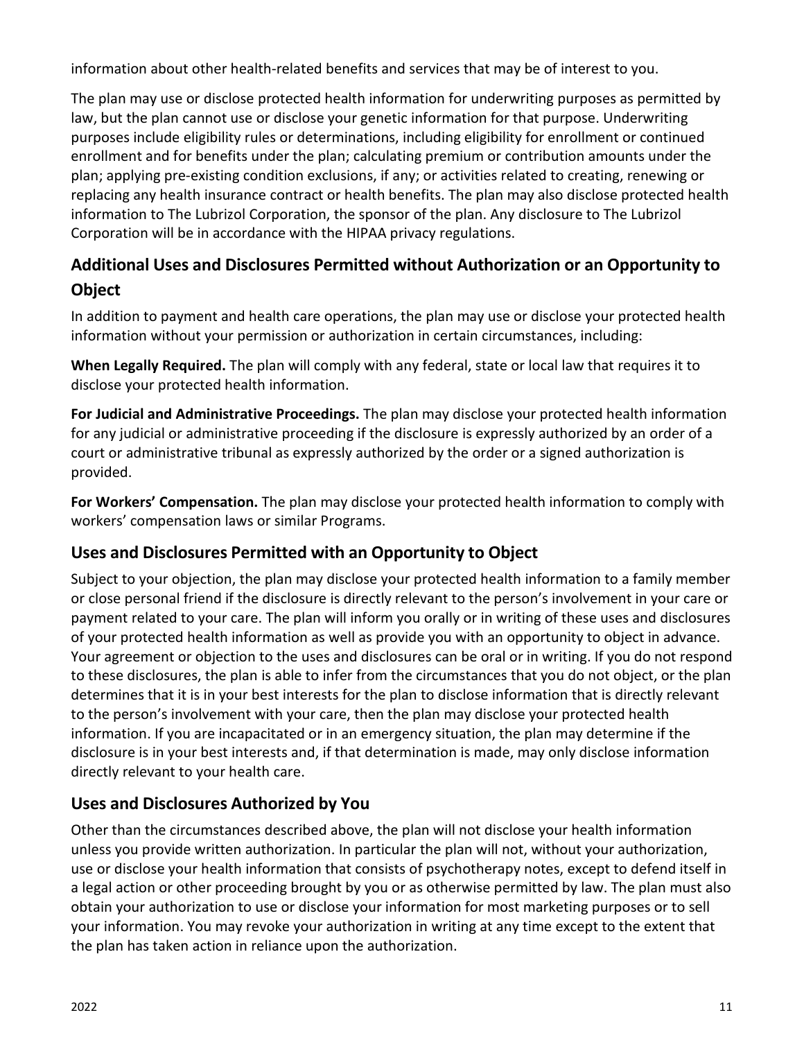information about other health-related benefits and services that may be of interest to you.

The plan may use or disclose protected health information for underwriting purposes as permitted by law, but the plan cannot use or disclose your genetic information for that purpose. Underwriting purposes include eligibility rules or determinations, including eligibility for enrollment or continued enrollment and for benefits under the plan; calculating premium or contribution amounts under the plan; applying pre-existing condition exclusions, if any; or activities related to creating, renewing or replacing any health insurance contract or health benefits. The plan may also disclose protected health information to The Lubrizol Corporation, the sponsor of the plan. Any disclosure to The Lubrizol Corporation will be in accordance with the HIPAA privacy regulations.

## Additional Uses and Disclosures Permitted without Authorization or an Opportunity to Object

In addition to payment and health care operations, the plan may use or disclose your protected health information without your permission or authorization in certain circumstances, including:

**When Legally Required.** The plan will comply with any federal, state or local law that requires it to disclose your protected health information.

**For Judicial and Administrative Proceedings.** The plan may disclose your protected health information for any judicial or administrative proceeding if the disclosure is expressly authorized by an order of a court or administrative tribunal as expressly authorized by the order or a signed authorization is provided.

**For Workers' Compensation.** The plan may disclose your protected health information to comply with workers' compensation laws or similar Programs.

## Uses and Disclosures Permitted with an Opportunity to Object

Subject to your objection, the plan may disclose your protected health information to a family member or close personal friend if the disclosure is directly relevant to the person's involvement in your care or payment related to your care. The plan will inform you orally or in writing of these uses and disclosures of your protected health information as well as provide you with an opportunity to object in advance. Your agreement or objection to the uses and disclosures can be oral or in writing. If you do not respond to these disclosures, the plan is able to infer from the circumstances that you do not object, or the plan determines that it is in your best interests for the plan to disclose information that is directly relevant to the person's involvement with your care, then the plan may disclose your protected health information. If you are incapacitated or in an emergency situation, the plan may determine if the disclosure is in your best interests and, if that determination is made, may only disclose information directly relevant to your health care.

## Uses and Disclosures Authorized by You

Other than the circumstances described above, the plan will not disclose your health information unless you provide written authorization. In particular the plan will not, without your authorization, use or disclose your health information that consists of psychotherapy notes, except to defend itself in a legal action or other proceeding brought by you or as otherwise permitted by law. The plan must also obtain your authorization to use or disclose your information for most marketing purposes or to sell your information. You may revoke your authorization in writing at any time except to the extent that the plan has taken action in reliance upon the authorization.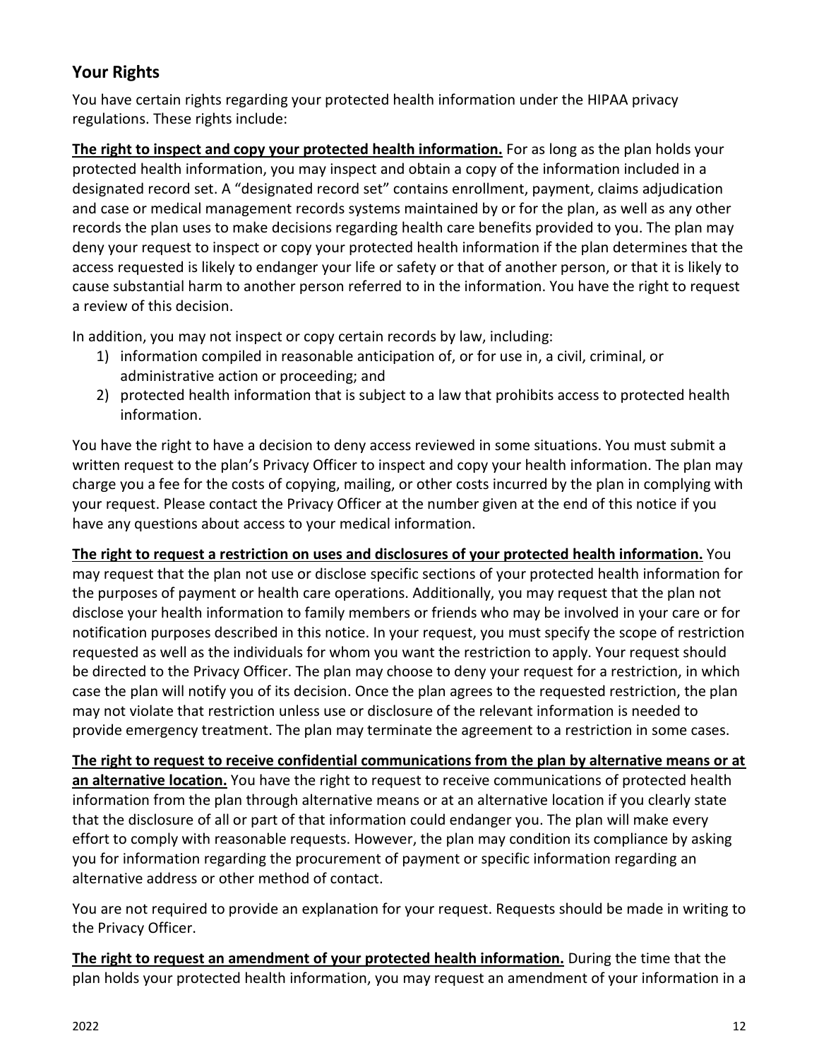## Your Rights

You have certain rights regarding your protected health information under the HIPAA privacy regulations. These rights include:

**The right to inspect and copy your protected health information.** For as long as the plan holds your protected health information, you may inspect and obtain a copy of the information included in a designated record set. A "designated record set" contains enrollment, payment, claims adjudication and case or medical management records systems maintained by or for the plan, as well as any other records the plan uses to make decisions regarding health care benefits provided to you. The plan may deny your request to inspect or copy your protected health information if the plan determines that the access requested is likely to endanger your life or safety or that of another person, or that it is likely to cause substantial harm to another person referred to in the information. You have the right to request a review of this decision.

In addition, you may not inspect or copy certain records by law, including:

1) information compiled in reasonable anticipation of, or for use in, a civil, criminal, or administrative action or proceeding; and
2) protected health information that is subject to a law that prohibits access to protected health information.

You have the right to have a decision to deny access reviewed in some situations. You must submit a written request to the plan's Privacy Officer to inspect and copy your health information. The plan may charge you a fee for the costs of copying, mailing, or other costs incurred by the plan in complying with your request. Please contact the Privacy Officer at the number given at the end of this notice if you have any questions about access to your medical information.

**The right to request a restriction on uses and disclosures of your protected health information.** You may request that the plan not use or disclose specific sections of your protected health information for the purposes of payment or health care operations. Additionally, you may request that the plan not disclose your health information to family members or friends who may be involved in your care or for notification purposes described in this notice. In your request, you must specify the scope of restriction requested as well as the individuals for whom you want the restriction to apply. Your request should be directed to the Privacy Officer. The plan may choose to deny your request for a restriction, in which case the plan will notify you of its decision. Once the plan agrees to the requested restriction, the plan may not violate that restriction unless use or disclosure of the relevant information is needed to provide emergency treatment. The plan may terminate the agreement to a restriction in some cases.

**The right to request to receive confidential communications from the plan by alternative means or at an alternative location.** You have the right to request to receive communications of protected health information from the plan through alternative means or at an alternative location if you clearly state that the disclosure of all or part of that information could endanger you. The plan will make every effort to comply with reasonable requests. However, the plan may condition its compliance by asking you for information regarding the procurement of payment or specific information regarding an alternative address or other method of contact.

You are not required to provide an explanation for your request. Requests should be made in writing to the Privacy Officer.

**The right to request an amendment of your protected health information.** During the time that the plan holds your protected health information, you may request an amendment of your information in a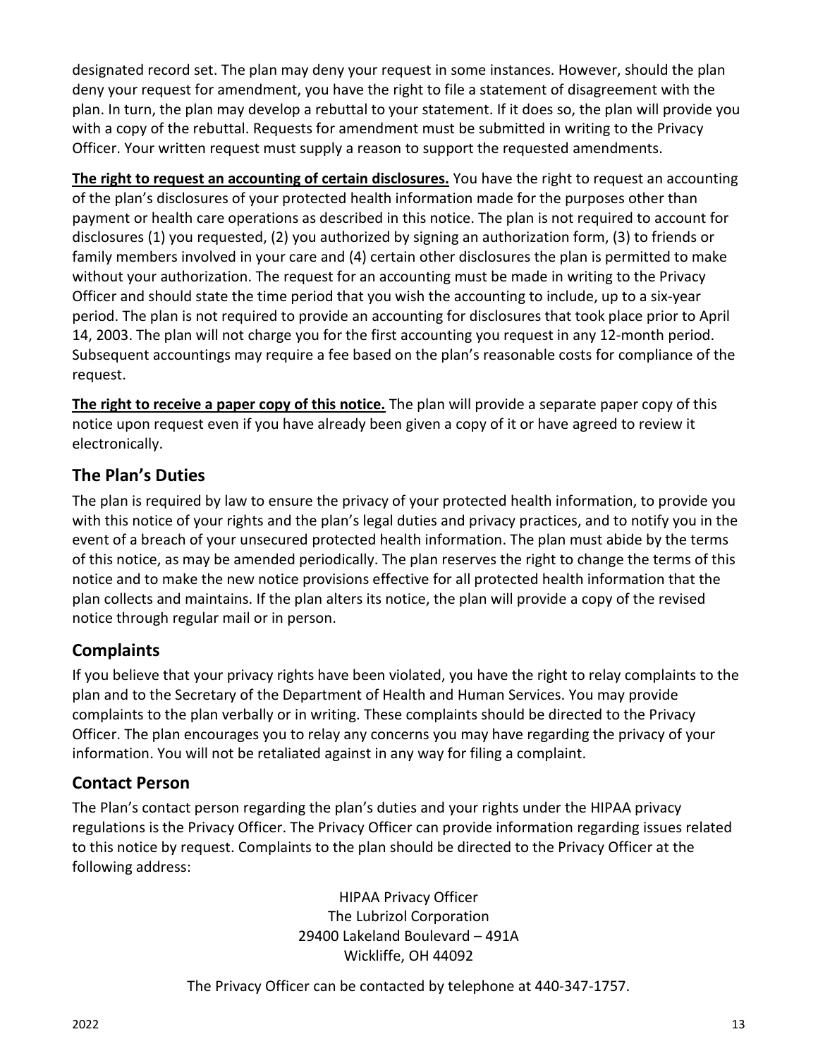designated record set. The plan may deny your request in some instances. However, should the plan deny your request for amendment, you have the right to file a statement of disagreement with the plan. In turn, the plan may develop a rebuttal to your statement. If it does so, the plan will provide you with a copy of the rebuttal. Requests for amendment must be submitted in writing to the Privacy Officer. Your written request must supply a reason to support the requested amendments.

**The right to request an accounting of certain disclosures.** You have the right to request an accounting of the plan's disclosures of your protected health information made for the purposes other than payment or health care operations as described in this notice. The plan is not required to account for disclosures (1) you requested, (2) you authorized by signing an authorization form, (3) to friends or family members involved in your care and (4) certain other disclosures the plan is permitted to make without your authorization. The request for an accounting must be made in writing to the Privacy Officer and should state the time period that you wish the accounting to include, up to a six-year period. The plan is not required to provide an accounting for disclosures that took place prior to April 14, 2003. The plan will not charge you for the first accounting you request in any 12-month period. Subsequent accountings may require a fee based on the plan's reasonable costs for compliance of the request.

**The right to receive a paper copy of this notice.** The plan will provide a separate paper copy of this notice upon request even if you have already been given a copy of it or have agreed to review it electronically.

## The Plan's Duties

The plan is required by law to ensure the privacy of your protected health information, to provide you with this notice of your rights and the plan's legal duties and privacy practices, and to notify you in the event of a breach of your unsecured protected health information. The plan must abide by the terms of this notice, as may be amended periodically. The plan reserves the right to change the terms of this notice and to make the new notice provisions effective for all protected health information that the plan collects and maintains. If the plan alters its notice, the plan will provide a copy of the revised notice through regular mail or in person.

## Complaints

If you believe that your privacy rights have been violated, you have the right to relay complaints to the plan and to the Secretary of the Department of Health and Human Services. You may provide complaints to the plan verbally or in writing. These complaints should be directed to the Privacy Officer. The plan encourages you to relay any concerns you may have regarding the privacy of your information. You will not be retaliated against in any way for filing a complaint.

## Contact Person

The Plan's contact person regarding the plan's duties and your rights under the HIPAA privacy regulations is the Privacy Officer. The Privacy Officer can provide information regarding issues related to this notice by request. Complaints to the plan should be directed to the Privacy Officer at the following address:

HIPAA Privacy Officer
The Lubrizol Corporation
29400 Lakeland Boulevard – 491A
Wickliffe, OH 44092

The Privacy Officer can be contacted by telephone at 440-347-1757.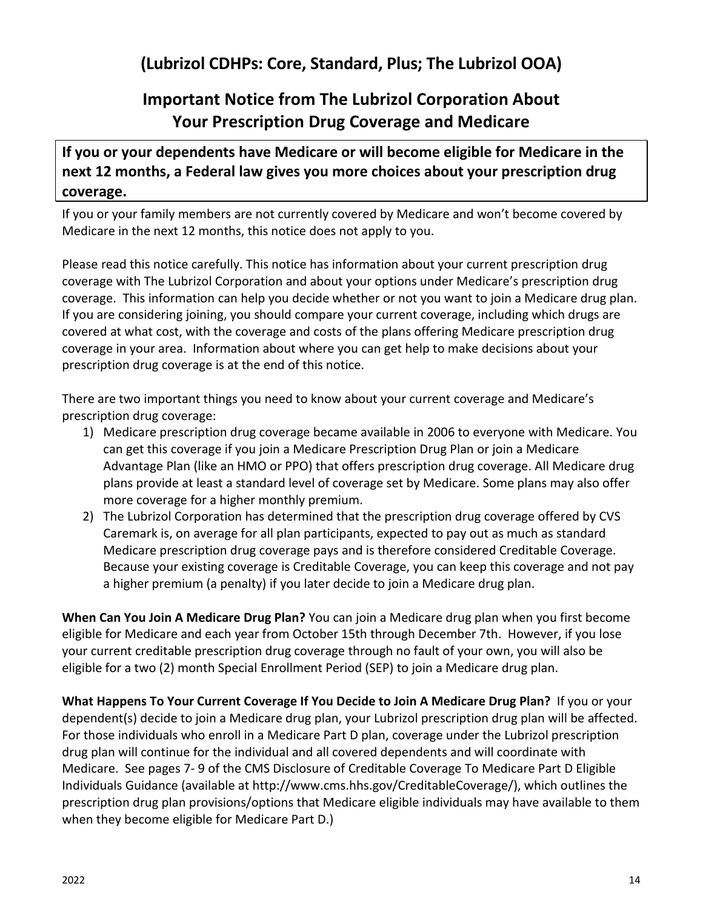## (Lubrizol CDHPs: Core, Standard, Plus; The Lubrizol OOA)

## Important Notice from The Lubrizol Corporation About Your Prescription Drug Coverage and Medicare

**If you or your dependents have Medicare or will become eligible for Medicare in the next 12 months, a Federal law gives you more choices about your prescription drug coverage.**

If you or your family members are not currently covered by Medicare and won't become covered by Medicare in the next 12 months, this notice does not apply to you.

Please read this notice carefully. This notice has information about your current prescription drug coverage with The Lubrizol Corporation and about your options under Medicare's prescription drug coverage. This information can help you decide whether or not you want to join a Medicare drug plan. If you are considering joining, you should compare your current coverage, including which drugs are covered at what cost, with the coverage and costs of the plans offering Medicare prescription drug coverage in your area. Information about where you can get help to make decisions about your prescription drug coverage is at the end of this notice.

There are two important things you need to know about your current coverage and Medicare's prescription drug coverage:

1) Medicare prescription drug coverage became available in 2006 to everyone with Medicare. You can get this coverage if you join a Medicare Prescription Drug Plan or join a Medicare Advantage Plan (like an HMO or PPO) that offers prescription drug coverage. All Medicare drug plans provide at least a standard level of coverage set by Medicare. Some plans may also offer more coverage for a higher monthly premium.
2) The Lubrizol Corporation has determined that the prescription drug coverage offered by CVS Caremark is, on average for all plan participants, expected to pay out as much as standard Medicare prescription drug coverage pays and is therefore considered Creditable Coverage. Because your existing coverage is Creditable Coverage, you can keep this coverage and not pay a higher premium (a penalty) if you later decide to join a Medicare drug plan.

**When Can You Join A Medicare Drug Plan?** You can join a Medicare drug plan when you first become eligible for Medicare and each year from October 15th through December 7th. However, if you lose your current creditable prescription drug coverage through no fault of your own, you will also be eligible for a two (2) month Special Enrollment Period (SEP) to join a Medicare drug plan.

**What Happens To Your Current Coverage If You Decide to Join A Medicare Drug Plan?** If you or your dependent(s) decide to join a Medicare drug plan, your Lubrizol prescription drug plan will be affected. For those individuals who enroll in a Medicare Part D plan, coverage under the Lubrizol prescription drug plan will continue for the individual and all covered dependents and will coordinate with Medicare. See pages 7- 9 of the CMS Disclosure of Creditable Coverage To Medicare Part D Eligible Individuals Guidance (available at http://www.cms.hhs.gov/CreditableCoverage/), which outlines the prescription drug plan provisions/options that Medicare eligible individuals may have available to them when they become eligible for Medicare Part D.)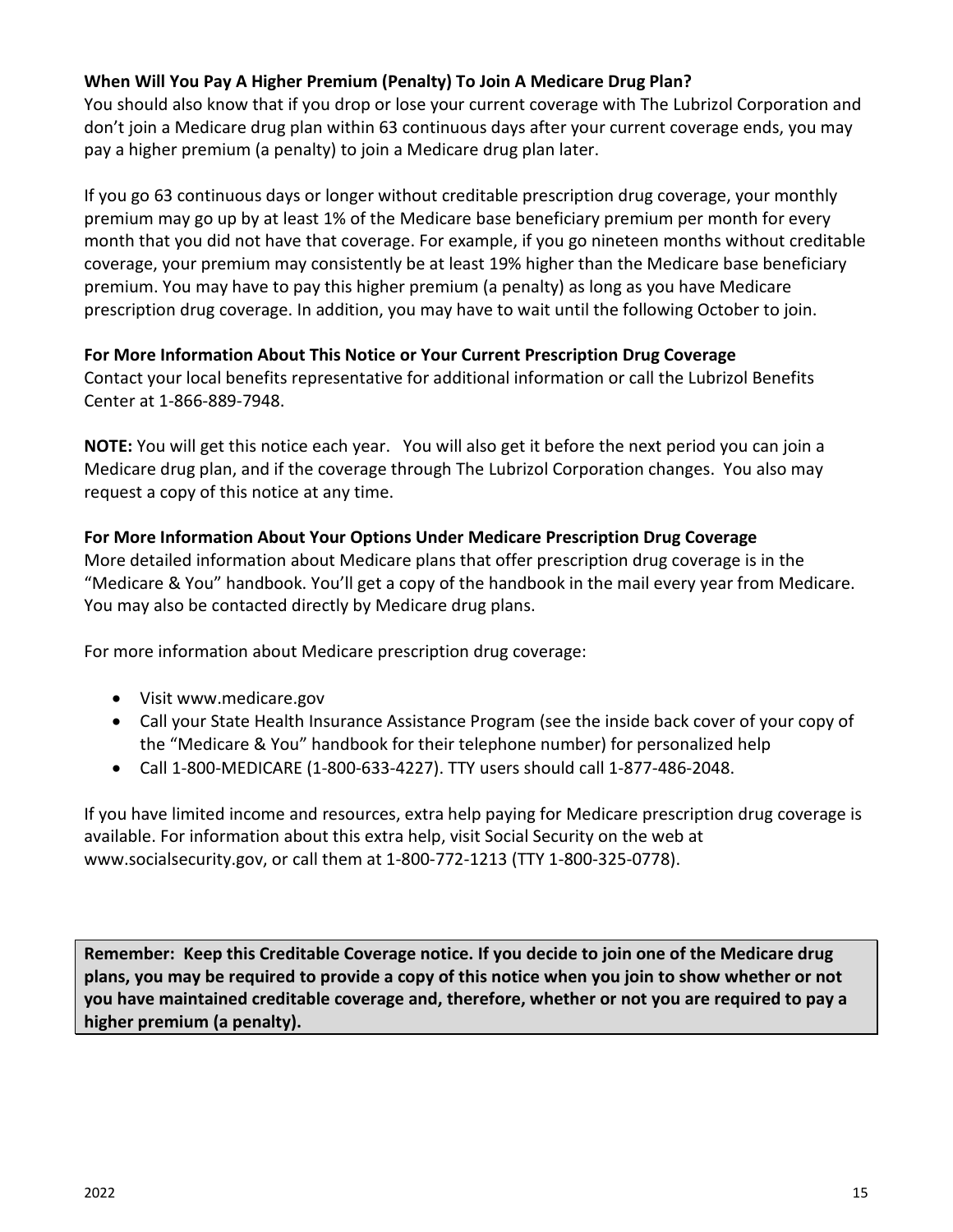**When Will You Pay A Higher Premium (Penalty) To Join A Medicare Drug Plan?**

You should also know that if you drop or lose your current coverage with The Lubrizol Corporation and don't join a Medicare drug plan within 63 continuous days after your current coverage ends, you may pay a higher premium (a penalty) to join a Medicare drug plan later.

If you go 63 continuous days or longer without creditable prescription drug coverage, your monthly premium may go up by at least 1% of the Medicare base beneficiary premium per month for every month that you did not have that coverage. For example, if you go nineteen months without creditable coverage, your premium may consistently be at least 19% higher than the Medicare base beneficiary premium. You may have to pay this higher premium (a penalty) as long as you have Medicare prescription drug coverage. In addition, you may have to wait until the following October to join.

**For More Information About This Notice or Your Current Prescription Drug Coverage**

Contact your local benefits representative for additional information or call the Lubrizol Benefits Center at 1-866-889-7948.

**NOTE:** You will get this notice each year. You will also get it before the next period you can join a Medicare drug plan, and if the coverage through The Lubrizol Corporation changes. You also may request a copy of this notice at any time.

**For More Information About Your Options Under Medicare Prescription Drug Coverage**

More detailed information about Medicare plans that offer prescription drug coverage is in the "Medicare & You" handbook. You'll get a copy of the handbook in the mail every year from Medicare. You may also be contacted directly by Medicare drug plans.

For more information about Medicare prescription drug coverage:

- Visit www.medicare.gov
- Call your State Health Insurance Assistance Program (see the inside back cover of your copy of the "Medicare & You" handbook for their telephone number) for personalized help
- Call 1-800-MEDICARE (1-800-633-4227). TTY users should call 1-877-486-2048.

If you have limited income and resources, extra help paying for Medicare prescription drug coverage is available. For information about this extra help, visit Social Security on the web at www.socialsecurity.gov, or call them at 1-800-772-1213 (TTY 1-800-325-0778).

**Remember: Keep this Creditable Coverage notice. If you decide to join one of the Medicare drug plans, you may be required to provide a copy of this notice when you join to show whether or not you have maintained creditable coverage and, therefore, whether or not you are required to pay a higher premium (a penalty).**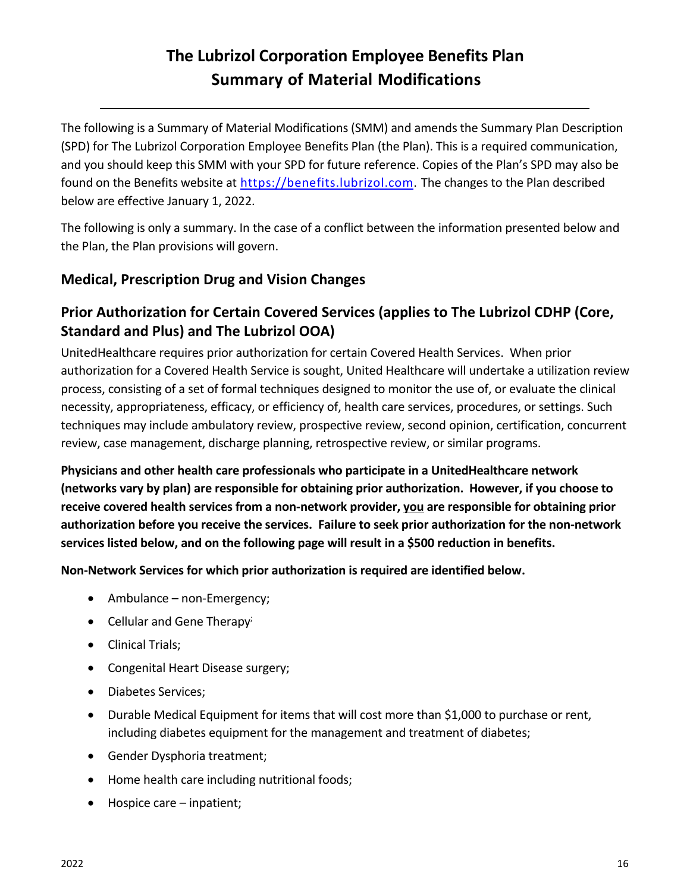# The Lubrizol Corporation Employee Benefits Plan
# Summary of Material Modifications

The following is a Summary of Material Modifications (SMM) and amends the Summary Plan Description (SPD) for The Lubrizol Corporation Employee Benefits Plan (the Plan). This is a required communication, and you should keep this SMM with your SPD for future reference. Copies of the Plan's SPD may also be found on the Benefits website at [https://benefits.lubrizol.com](https://benefits.lubrizol.com). The changes to the Plan described below are effective January 1, 2022.

The following is only a summary. In the case of a conflict between the information presented below and the Plan, the Plan provisions will govern.

## Medical, Prescription Drug and Vision Changes

## Prior Authorization for Certain Covered Services (applies to The Lubrizol CDHP (Core, Standard and Plus) and The Lubrizol OOA)

UnitedHealthcare requires prior authorization for certain Covered Health Services. When prior authorization for a Covered Health Service is sought, United Healthcare will undertake a utilization review process, consisting of a set of formal techniques designed to monitor the use of, or evaluate the clinical necessity, appropriateness, efficacy, or efficiency of, health care services, procedures, or settings. Such techniques may include ambulatory review, prospective review, second opinion, certification, concurrent review, case management, discharge planning, retrospective review, or similar programs.

**Physicians and other health care professionals who participate in a UnitedHealthcare network (networks vary by plan) are responsible for obtaining prior authorization. However, if you choose to receive covered health services from a non-network provider, <u>you</u> are responsible for obtaining prior authorization before you receive the services. Failure to seek prior authorization for the non-network services listed below, and on the following page will result in a $500 reduction in benefits.**

**Non-Network Services for which prior authorization is required are identified below.**

- Ambulance – non-Emergency;
- Cellular and Gene Therapy;
- Clinical Trials;
- Congenital Heart Disease surgery;
- Diabetes Services;
- Durable Medical Equipment for items that will cost more than $1,000 to purchase or rent, including diabetes equipment for the management and treatment of diabetes;
- Gender Dysphoria treatment;
- Home health care including nutritional foods;
- Hospice care – inpatient;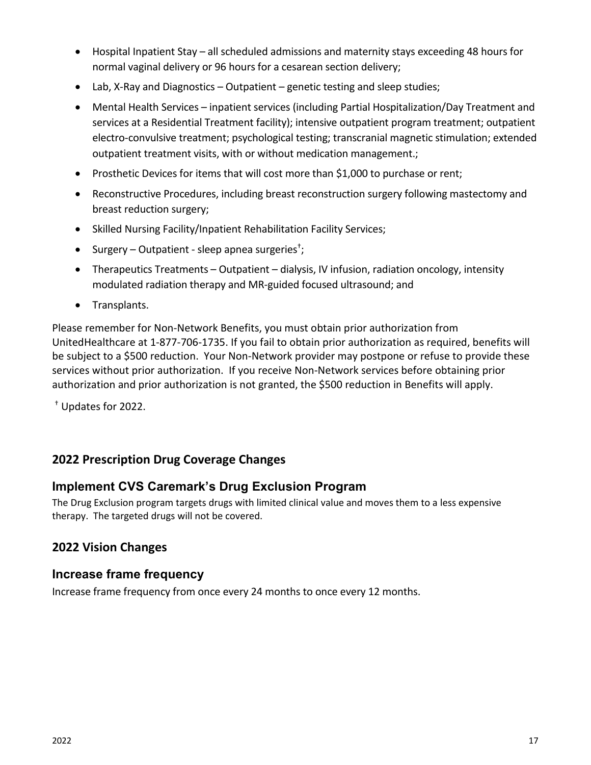- Hospital Inpatient Stay – all scheduled admissions and maternity stays exceeding 48 hours for normal vaginal delivery or 96 hours for a cesarean section delivery;
- Lab, X-Ray and Diagnostics – Outpatient – genetic testing and sleep studies;
- Mental Health Services – inpatient services (including Partial Hospitalization/Day Treatment and services at a Residential Treatment facility); intensive outpatient program treatment; outpatient electro-convulsive treatment; psychological testing; transcranial magnetic stimulation; extended outpatient treatment visits, with or without medication management.;
- Prosthetic Devices for items that will cost more than $1,000 to purchase or rent;
- Reconstructive Procedures, including breast reconstruction surgery following mastectomy and breast reduction surgery;
- Skilled Nursing Facility/Inpatient Rehabilitation Facility Services;
- Surgery – Outpatient - sleep apnea surgeries[†];
- Therapeutics Treatments – Outpatient – dialysis, IV infusion, radiation oncology, intensity modulated radiation therapy and MR-guided focused ultrasound; and
- Transplants.

Please remember for Non-Network Benefits, you must obtain prior authorization from UnitedHealthcare at 1-877-706-1735. If you fail to obtain prior authorization as required, benefits will be subject to a $500 reduction. Your Non-Network provider may postpone or refuse to provide these services without prior authorization. If you receive Non-Network services before obtaining prior authorization and prior authorization is not granted, the $500 reduction in Benefits will apply.

[†] Updates for 2022.

## 2022 Prescription Drug Coverage Changes

### Implement CVS Caremark's Drug Exclusion Program

The Drug Exclusion program targets drugs with limited clinical value and moves them to a less expensive therapy. The targeted drugs will not be covered.

## 2022 Vision Changes

### Increase frame frequency

Increase frame frequency from once every 24 months to once every 12 months.